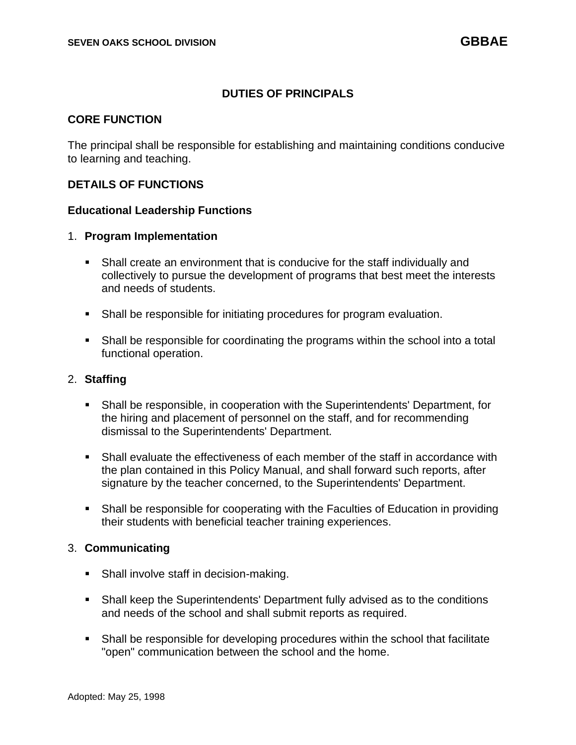# DUTIES OF PRINCIPALS

## CORE FUNCTION

The principal shall be responsible for establishing and maintaining conditions conducive to learning and teaching.

## DETAILS OF FUNCTIONS

### Educational Leadership Functions

1. **Program Implementation**

   - Shall create an environment that is conducive for the staff individually and collectively to pursue the development of programs that best meet the interests and needs of students.
   - Shall be responsible for initiating procedures for program evaluation.
   - Shall be responsible for coordinating the programs within the school into a total functional operation.

2. **Staffing**

   - Shall be responsible, in cooperation with the Superintendents' Department, for the hiring and placement of personnel on the staff, and for recommending dismissal to the Superintendents' Department.
   - Shall evaluate the effectiveness of each member of the staff in accordance with the plan contained in this Policy Manual, and shall forward such reports, after signature by the teacher concerned, to the Superintendents' Department.
   - Shall be responsible for cooperating with the Faculties of Education in providing their students with beneficial teacher training experiences.

3. **Communicating**

   - Shall involve staff in decision-making.
   - Shall keep the Superintendents' Department fully advised as to the conditions and needs of the school and shall submit reports as required.
   - Shall be responsible for developing procedures within the school that facilitate "open" communication between the school and the home.

Adopted: May 25, 1998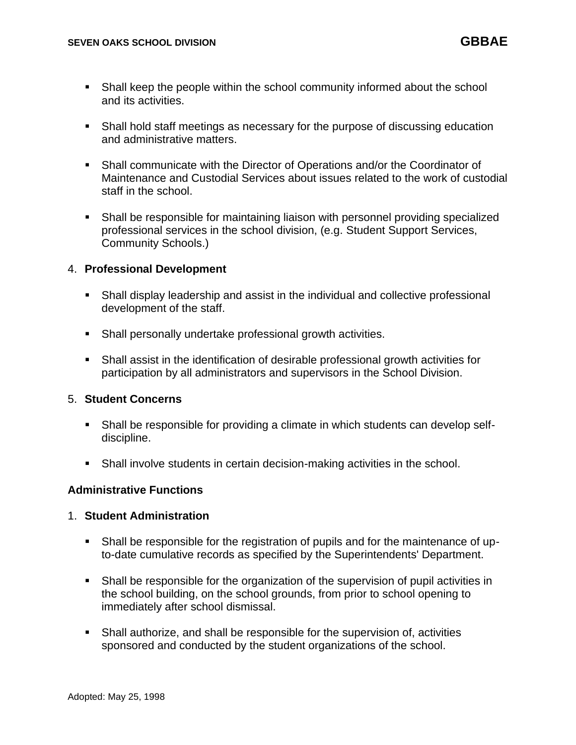- Shall keep the people within the school community informed about the school and its activities.

- Shall hold staff meetings as necessary for the purpose of discussing education and administrative matters.

- Shall communicate with the Director of Operations and/or the Coordinator of Maintenance and Custodial Services about issues related to the work of custodial staff in the school.

- Shall be responsible for maintaining liaison with personnel providing specialized professional services in the school division, (e.g. Student Support Services, Community Schools.)

4. **Professional Development**

- Shall display leadership and assist in the individual and collective professional development of the staff.

- Shall personally undertake professional growth activities.

- Shall assist in the identification of desirable professional growth activities for participation by all administrators and supervisors in the School Division.

5. **Student Concerns**

- Shall be responsible for providing a climate in which students can develop self-discipline.

- Shall involve students in certain decision-making activities in the school.

**Administrative Functions**

1. **Student Administration**

- Shall be responsible for the registration of pupils and for the maintenance of up-to-date cumulative records as specified by the Superintendents' Department.

- Shall be responsible for the organization of the supervision of pupil activities in the school building, on the school grounds, from prior to school opening to immediately after school dismissal.

- Shall authorize, and shall be responsible for the supervision of, activities sponsored and conducted by the student organizations of the school.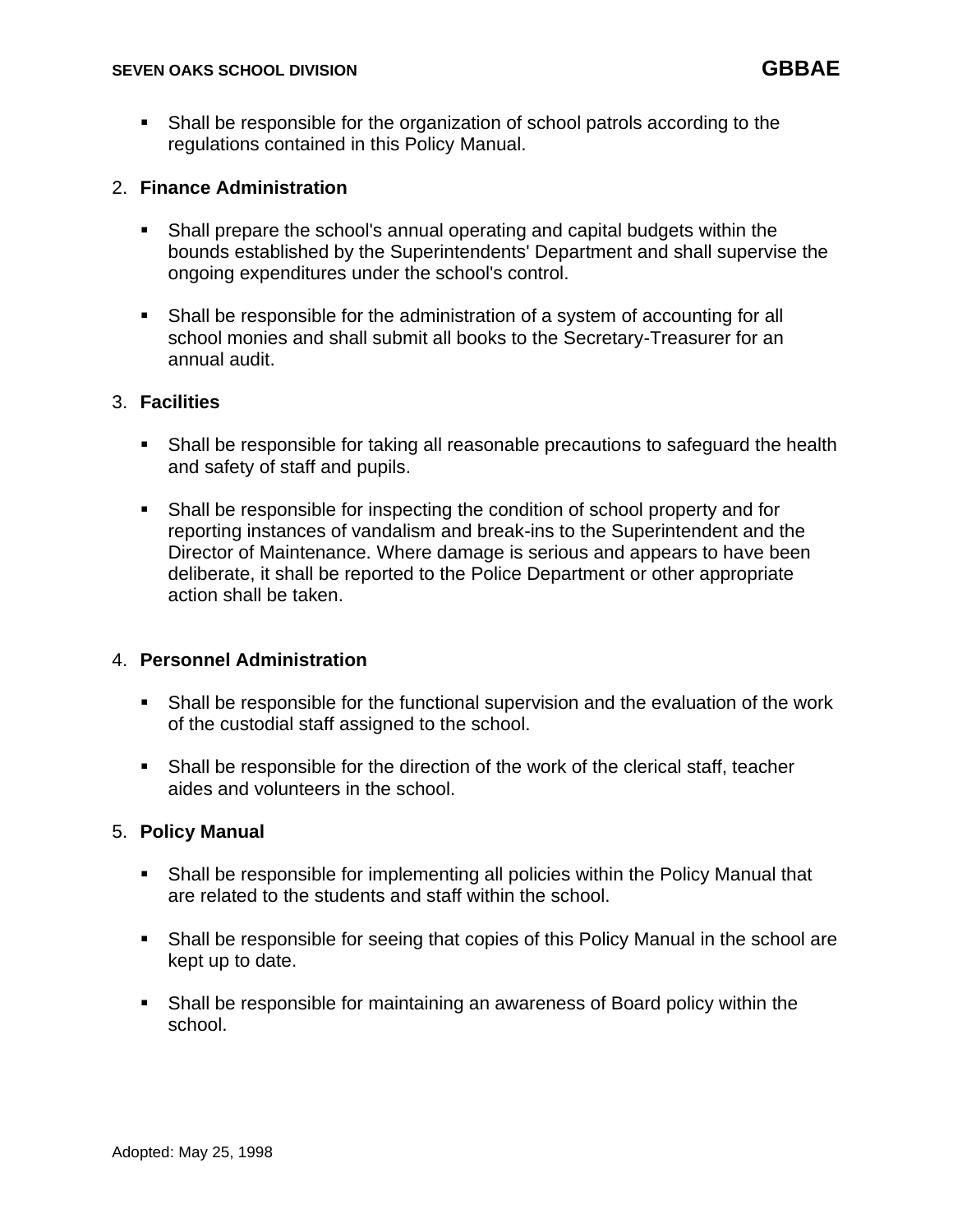- Shall be responsible for the organization of school patrols according to the regulations contained in this Policy Manual.

2. **Finance Administration**

   - Shall prepare the school's annual operating and capital budgets within the bounds established by the Superintendents' Department and shall supervise the ongoing expenditures under the school's control.

   - Shall be responsible for the administration of a system of accounting for all school monies and shall submit all books to the Secretary-Treasurer for an annual audit.

3. **Facilities**

   - Shall be responsible for taking all reasonable precautions to safeguard the health and safety of staff and pupils.

   - Shall be responsible for inspecting the condition of school property and for reporting instances of vandalism and break-ins to the Superintendent and the Director of Maintenance. Where damage is serious and appears to have been deliberate, it shall be reported to the Police Department or other appropriate action shall be taken.

4. **Personnel Administration**

   - Shall be responsible for the functional supervision and the evaluation of the work of the custodial staff assigned to the school.

   - Shall be responsible for the direction of the work of the clerical staff, teacher aides and volunteers in the school.

5. **Policy Manual**

   - Shall be responsible for implementing all policies within the Policy Manual that are related to the students and staff within the school.

   - Shall be responsible for seeing that copies of this Policy Manual in the school are kept up to date.

   - Shall be responsible for maintaining an awareness of Board policy within the school.

Adopted: May 25, 1998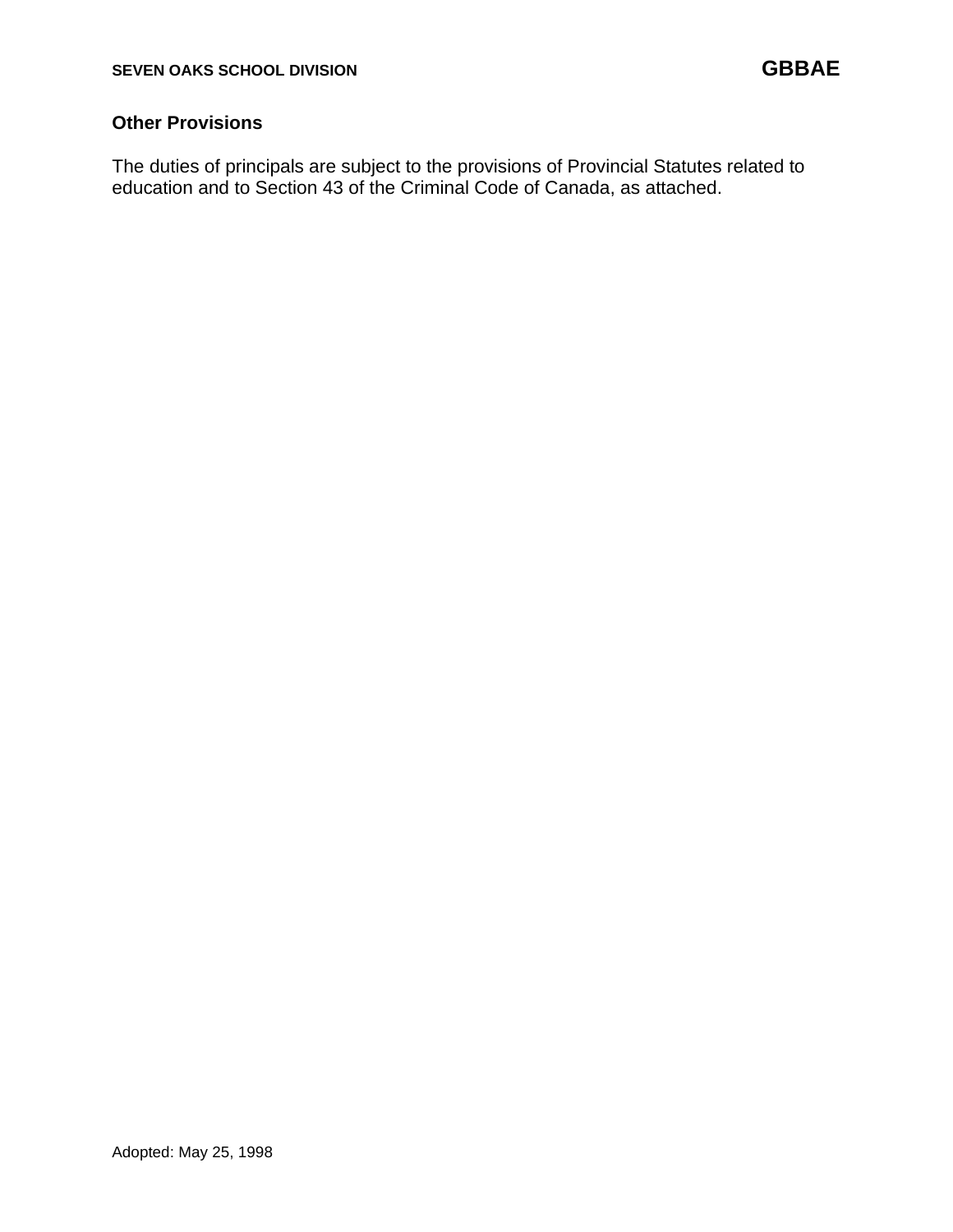**Other Provisions**

The duties of principals are subject to the provisions of Provincial Statutes related to education and to Section 43 of the Criminal Code of Canada, as attached.

Adopted: May 25, 1998